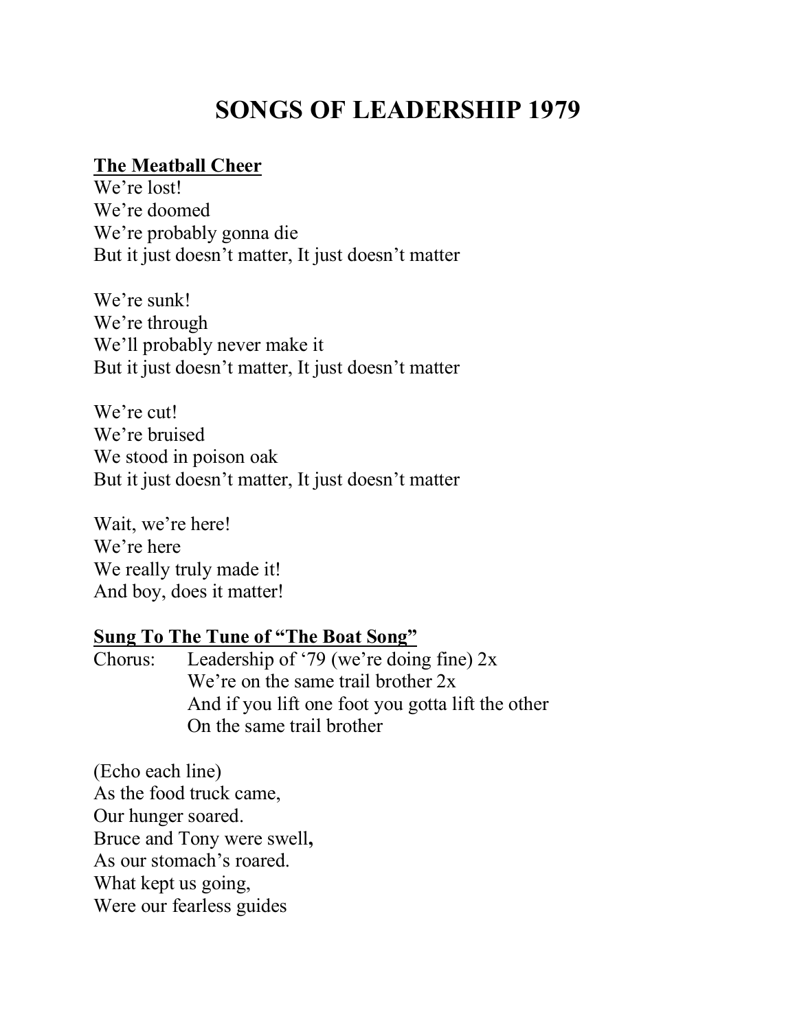# SONGS OF LEADERSHIP 1979

**<u>The Meatball Cheer</u>**

We're lost!
We're doomed
We're probably gonna die
But it just doesn't matter, It just doesn't matter

We're sunk!
We're through
We'll probably never make it
But it just doesn't matter, It just doesn't matter

We're cut!
We're bruised
We stood in poison oak
But it just doesn't matter, It just doesn't matter

Wait, we're here!
We're here
We really truly made it!
And boy, does it matter!

**<u>Sung To The Tune of "The Boat Song"</u>**

Chorus: Leadership of '79 (we're doing fine) 2x
We're on the same trail brother 2x
And if you lift one foot you gotta lift the other
On the same trail brother

(Echo each line)
As the food truck came,
Our hunger soared.
Bruce and Tony were swell**,**
As our stomach's roared.
What kept us going,
Were our fearless guides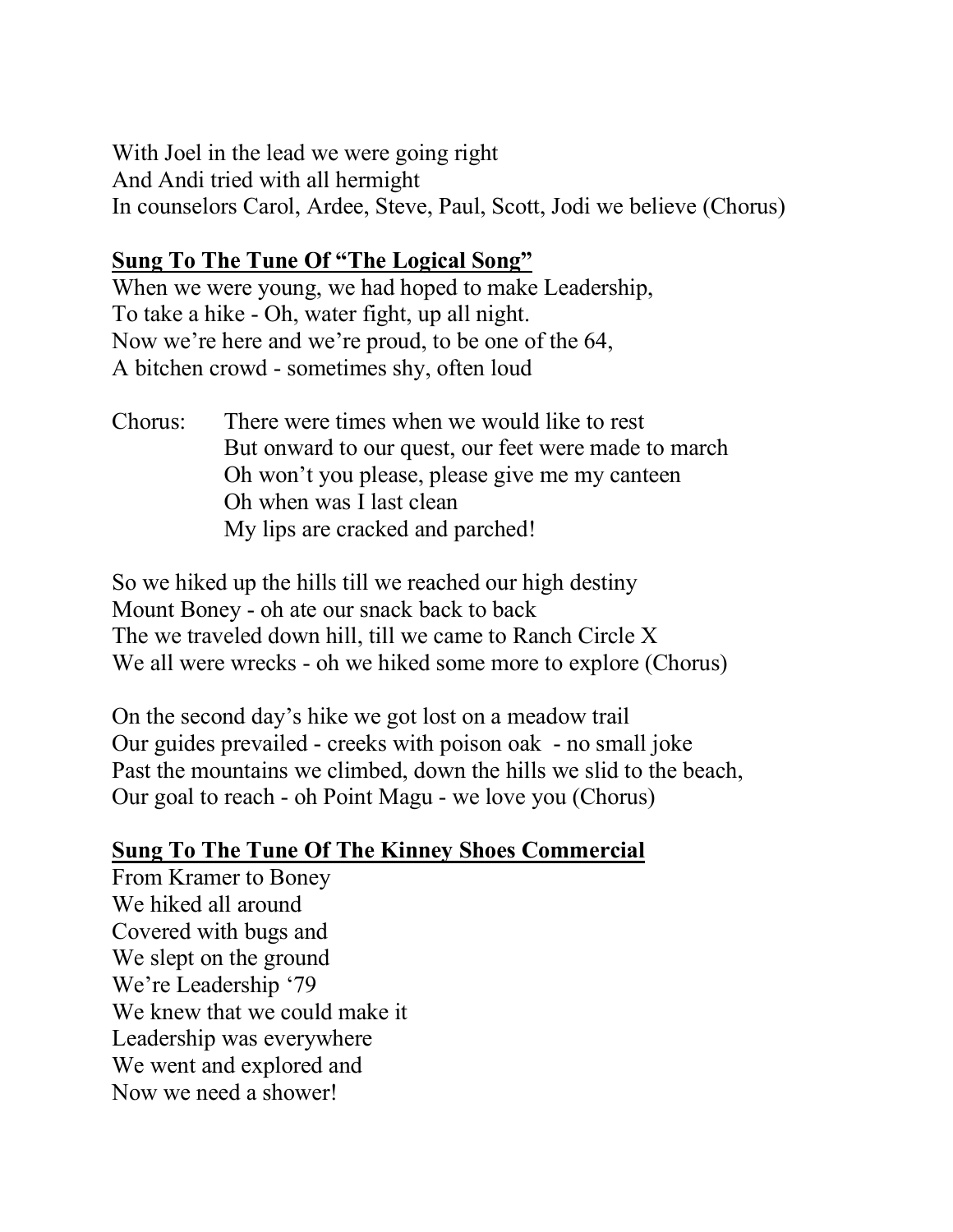With Joel in the lead we were going right
And Andi tried with all hermight
In counselors Carol, Ardee, Steve, Paul, Scott, Jodi we believe (Chorus)

**<u>Sung To The Tune Of "The Logical Song"</u>**

When we were young, we had hoped to make Leadership,
To take a hike - Oh, water fight, up all night.
Now we're here and we're proud, to be one of the 64,
A bitchen crowd - sometimes shy, often loud

Chorus: There were times when we would like to rest
But onward to our quest, our feet were made to march
Oh won't you please, please give me my canteen
Oh when was I last clean
My lips are cracked and parched!

So we hiked up the hills till we reached our high destiny
Mount Boney - oh ate our snack back to back
The we traveled down hill, till we came to Ranch Circle X
We all were wrecks - oh we hiked some more to explore (Chorus)

On the second day's hike we got lost on a meadow trail
Our guides prevailed - creeks with poison oak - no small joke
Past the mountains we climbed, down the hills we slid to the beach,
Our goal to reach - oh Point Magu - we love you (Chorus)

**<u>Sung To The Tune Of The Kinney Shoes Commercial</u>**

From Kramer to Boney
We hiked all around
Covered with bugs and
We slept on the ground
We're Leadership '79
We knew that we could make it
Leadership was everywhere
We went and explored and
Now we need a shower!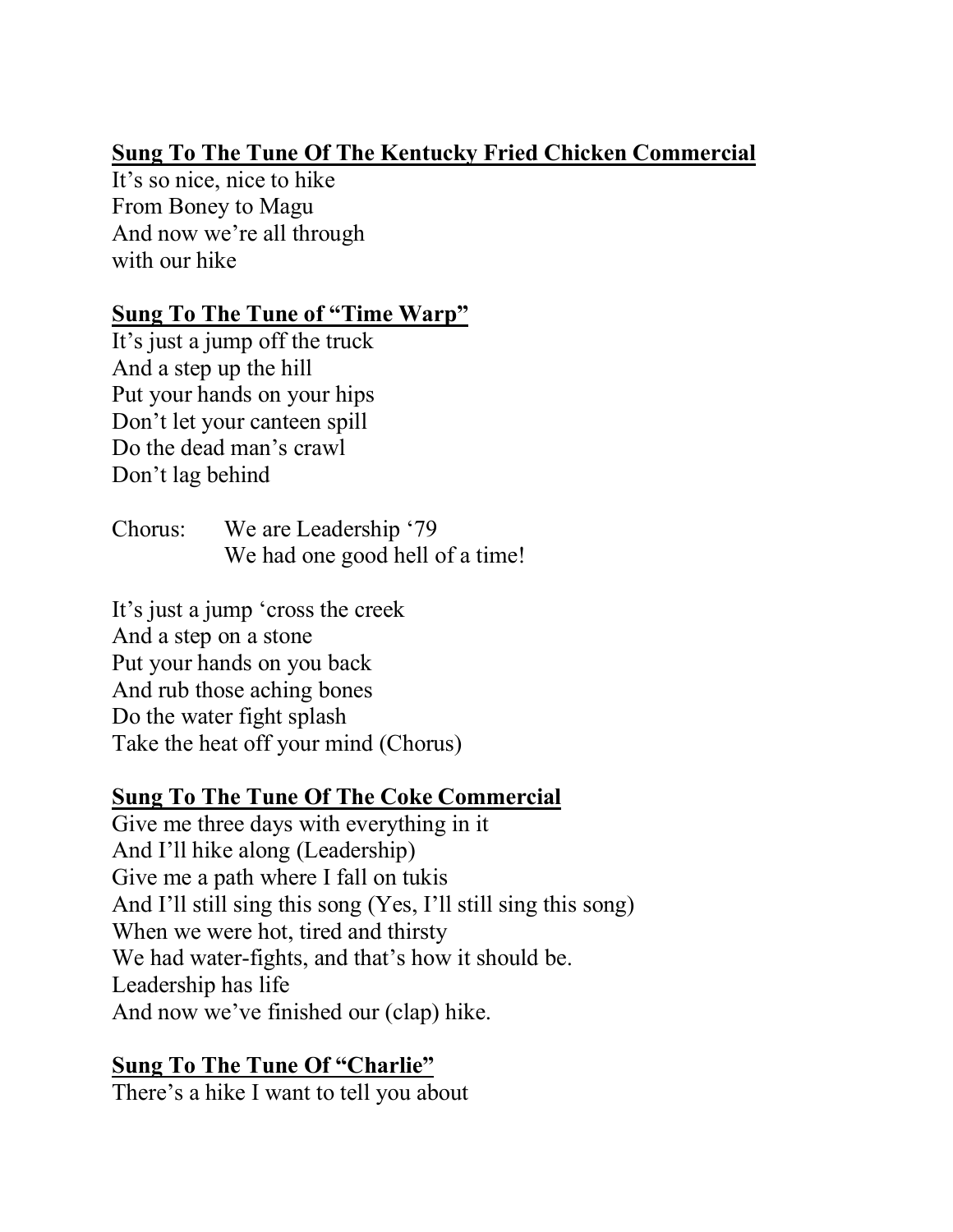**Sung To The Tune Of The Kentucky Fried Chicken Commercial**

It's so nice, nice to hike
From Boney to Magu
And now we're all through
with our hike

**Sung To The Tune of "Time Warp"**

It's just a jump off the truck
And a step up the hill
Put your hands on your hips
Don't let your canteen spill
Do the dead man's crawl
Don't lag behind

Chorus: We are Leadership '79
We had one good hell of a time!

It's just a jump 'cross the creek
And a step on a stone
Put your hands on you back
And rub those aching bones
Do the water fight splash
Take the heat off your mind (Chorus)

**Sung To The Tune Of The Coke Commercial**

Give me three days with everything in it
And I'll hike along (Leadership)
Give me a path where I fall on tukis
And I'll still sing this song (Yes, I'll still sing this song)
When we were hot, tired and thirsty
We had water-fights, and that's how it should be.
Leadership has life
And now we've finished our (clap) hike.

**Sung To The Tune Of "Charlie"**

There's a hike I want to tell you about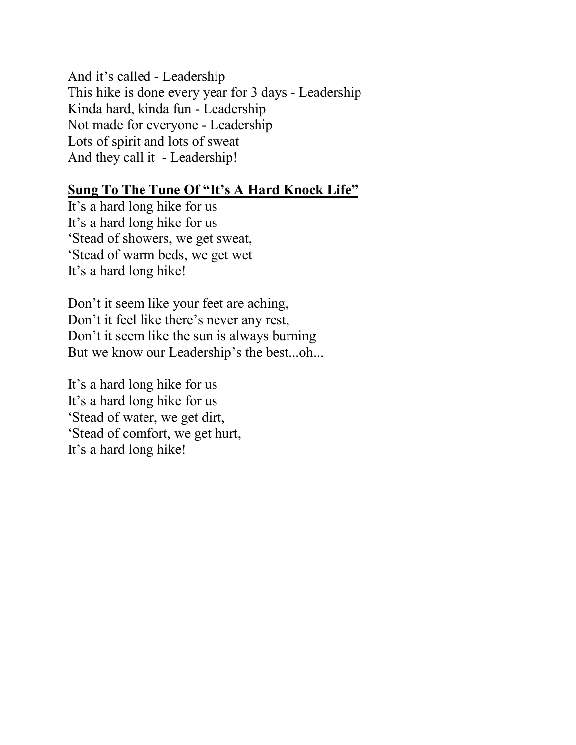And it's called - Leadership
This hike is done every year for 3 days - Leadership
Kinda hard, kinda fun - Leadership
Not made for everyone - Leadership
Lots of spirit and lots of sweat
And they call it - Leadership!

**<u>Sung To The Tune Of "It's A Hard Knock Life"</u>**

It's a hard long hike for us
It's a hard long hike for us
'Stead of showers, we get sweat,
'Stead of warm beds, we get wet
It's a hard long hike!

Don't it seem like your feet are aching,
Don't it feel like there's never any rest,
Don't it seem like the sun is always burning
But we know our Leadership's the best...oh...

It's a hard long hike for us
It's a hard long hike for us
'Stead of water, we get dirt,
'Stead of comfort, we get hurt,
It's a hard long hike!